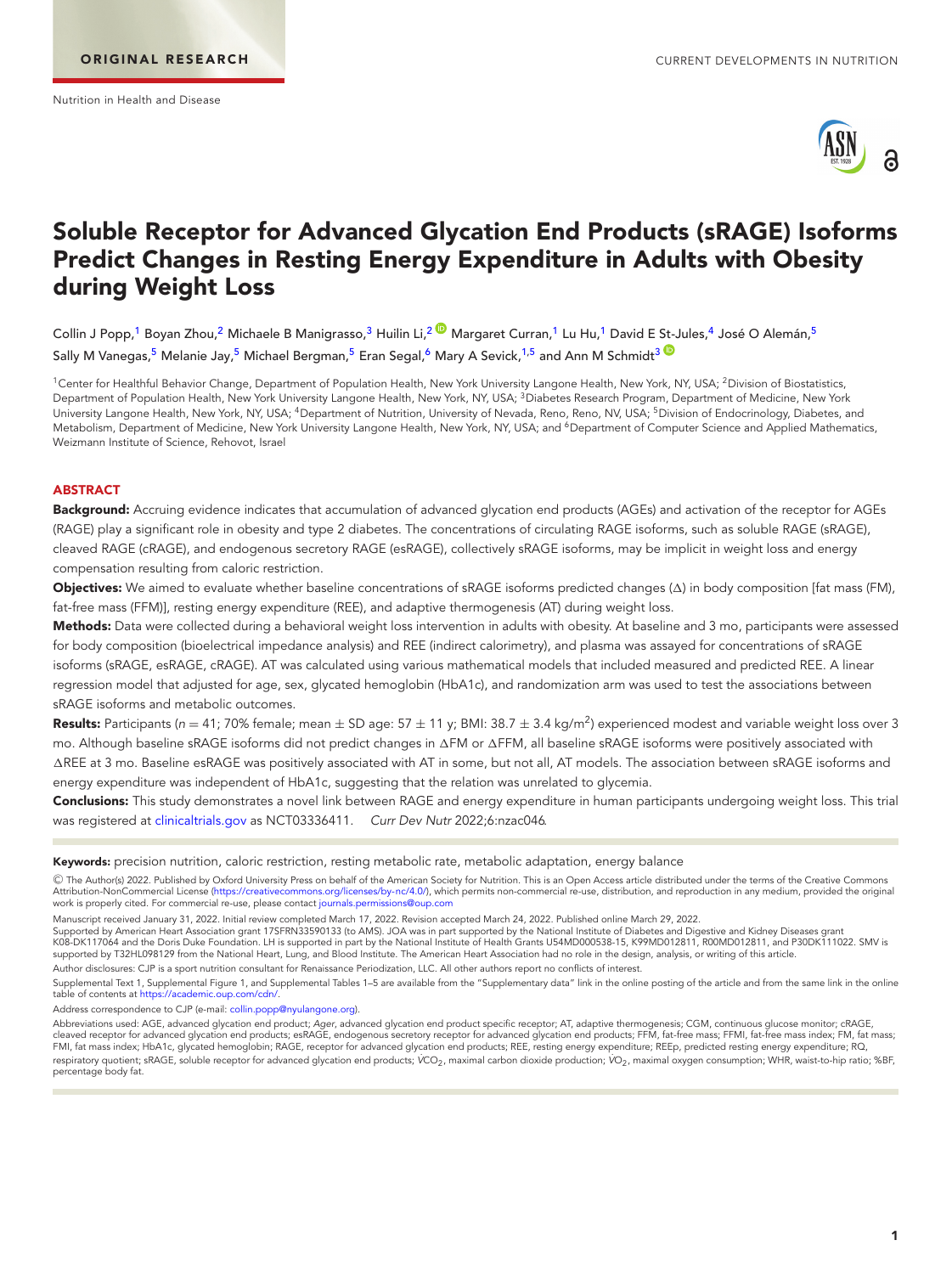ORIGINAL RESEARCH

Nutrition in Health and Disease

# Soluble Receptor for Advanced Glycation End Products (sRAGE) Isoforms Predict Changes in Resting Energy Expenditure in Adults with Obesity during Weight Loss

Collin J Popp,[1] Boyan Zhou,[2] Michaele B Manigrasso,[3] Huilin Li,[2] Margaret Curran,[1] Lu Hu,[1] David E St-Jules,[4] José O Alemán,[5] Sally M Vanegas,[5] Melanie Jay,[5] Michael Bergman,[5] Eran Segal,[6] Mary A Sevick,[1,5] and Ann M Schmidt[3]

[1]Center for Healthful Behavior Change, Department of Population Health, New York University Langone Health, New York, NY, USA; [2]Division of Biostatistics, Department of Population Health, New York University Langone Health, New York, NY, USA; [3]Diabetes Research Program, Department of Medicine, New York University Langone Health, New York, NY, USA; [4]Department of Nutrition, University of Nevada, Reno, Reno, NV, USA; [5]Division of Endocrinology, Diabetes, and Metabolism, Department of Medicine, New York University Langone Health, New York, NY, USA; and [6]Department of Computer Science and Applied Mathematics, Weizmann Institute of Science, Rehovot, Israel

## ABSTRACT

**Background:** Accruing evidence indicates that accumulation of advanced glycation end products (AGEs) and activation of the receptor for AGEs (RAGE) play a significant role in obesity and type 2 diabetes. The concentrations of circulating RAGE isoforms, such as soluble RAGE (sRAGE), cleaved RAGE (cRAGE), and endogenous secretory RAGE (esRAGE), collectively sRAGE isoforms, may be implicit in weight loss and energy compensation resulting from caloric restriction.

**Objectives:** We aimed to evaluate whether baseline concentrations of sRAGE isoforms predicted changes (Δ) in body composition [fat mass (FM), fat-free mass (FFM)], resting energy expenditure (REE), and adaptive thermogenesis (AT) during weight loss.

**Methods:** Data were collected during a behavioral weight loss intervention in adults with obesity. At baseline and 3 mo, participants were assessed for body composition (bioelectrical impedance analysis) and REE (indirect calorimetry), and plasma was assayed for concentrations of sRAGE isoforms (sRAGE, esRAGE, cRAGE). AT was calculated using various mathematical models that included measured and predicted REE. A linear regression model that adjusted for age, sex, glycated hemoglobin (HbA1c), and randomization arm was used to test the associations between sRAGE isoforms and metabolic outcomes.

**Results:** Participants ($n = 41$; 70% female; mean ± SD age: 57 ± 11 y; BMI: 38.7 ± 3.4 kg/m$^2$) experienced modest and variable weight loss over 3 mo. Although baseline sRAGE isoforms did not predict changes in ΔFM or ΔFFM, all baseline sRAGE isoforms were positively associated with ΔREE at 3 mo. Baseline esRAGE was positively associated with AT in some, but not all, AT models. The association between sRAGE isoforms and energy expenditure was independent of HbA1c, suggesting that the relation was unrelated to glycemia.

**Conclusions:** This study demonstrates a novel link between RAGE and energy expenditure in human participants undergoing weight loss. This trial was registered at clinicaltrials.gov as NCT03336411. *Curr Dev Nutr* 2022;6:nzac046.

**Keywords:** precision nutrition, caloric restriction, resting metabolic rate, metabolic adaptation, energy balance

© The Author(s) 2022. Published by Oxford University Press on behalf of the American Society for Nutrition. This is an Open Access article distributed under the terms of the Creative Commons Attribution-NonCommercial License (https://creativecommons.org/licenses/by-nc/4.0/), which permits non-commercial re-use, distribution, and reproduction in any medium, provided the original work is properly cited. For commercial re-use, please contact journals.permissions@oup.com

Manuscript received January 31, 2022. Initial review completed March 17, 2022. Revision accepted March 24, 2022. Published online March 29, 2022.

Supported by American Heart Association grant 17SFRN33590133 (to AMS). JOA was in part supported by the National Institute of Diabetes and Digestive and Kidney Diseases grant K08-DK117064 and the Doris Duke Foundation. LH is supported in part by the National Institute of Health Grants U54MD000538-15, K99MD012811, R00MD012811, and P30DK111022. SMV is supported by T32HL098129 from the National Heart, Lung, and Blood Institute. The American Heart Association had no role in the design, analysis, or writing of this article.

Author disclosures: CJP is a sport nutrition consultant for Renaissance Periodization, LLC. All other authors report no conflicts of interest.

Supplemental Text 1, Supplemental Figure 1, and Supplemental Tables 1–5 are available from the "Supplementary data" link in the online posting of the article and from the same link in the online table of contents at https://academic.oup.com/cdn/.

Address correspondence to CJP (e-mail: collin.popp@nyulangone.org).

Abbreviations used: AGE, advanced glycation end product; *Ager*, advanced glycation end product specific receptor; AT, adaptive thermogenesis; CGM, continuous glucose monitor; cRAGE, cleaved receptor for advanced glycation end products; esRAGE, endogenous secretory receptor for advanced glycation end products; FFM, fat-free mass; FFMI, fat-free mass index; FM, fat mass; FMI, fat mass index; HbA1c, glycated hemoglobin; RAGE, receptor for advanced glycation end products; REE, resting energy expenditure; REEp, predicted resting energy expenditure; RQ, respiratory quotient; sRAGE, soluble receptor for advanced glycation end products; $\dot{V}CO_2$, maximal carbon dioxide production; $\dot{V}O_2$, maximal oxygen consumption; WHR, waist-to-hip ratio; %BF, percentage body fat.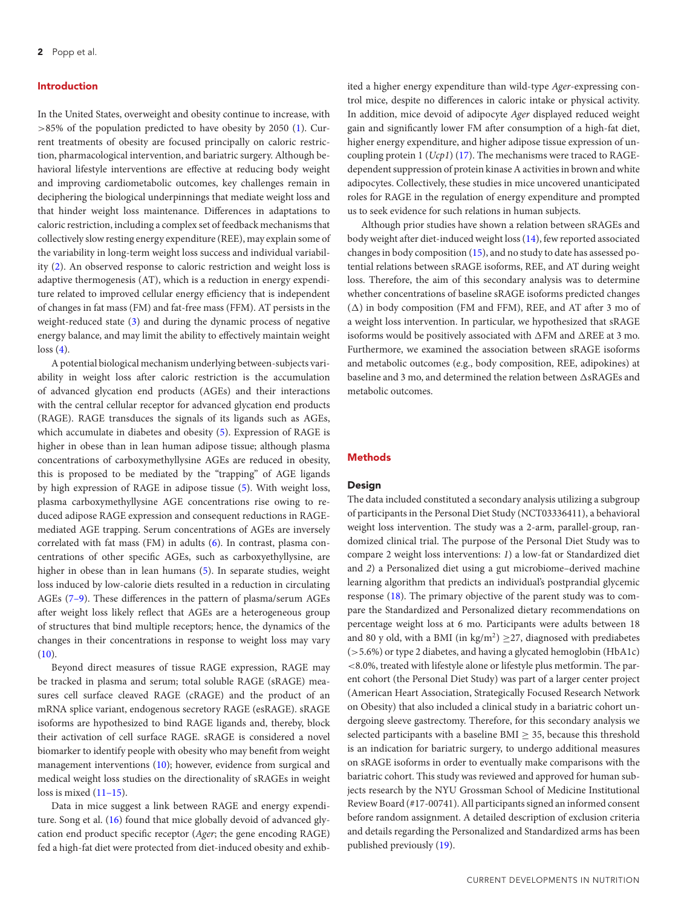## Introduction

In the United States, overweight and obesity continue to increase, with >85% of the population predicted to have obesity by 2050 (1). Current treatments of obesity are focused principally on caloric restriction, pharmacological intervention, and bariatric surgery. Although behavioral lifestyle interventions are effective at reducing body weight and improving cardiometabolic outcomes, key challenges remain in deciphering the biological underpinnings that mediate weight loss and that hinder weight loss maintenance. Differences in adaptations to caloric restriction, including a complex set of feedback mechanisms that collectively slow resting energy expenditure (REE), may explain some of the variability in long-term weight loss success and individual variability (2). An observed response to caloric restriction and weight loss is adaptive thermogenesis (AT), which is a reduction in energy expenditure related to improved cellular energy efficiency that is independent of changes in fat mass (FM) and fat-free mass (FFM). AT persists in the weight-reduced state (3) and during the dynamic process of negative energy balance, and may limit the ability to effectively maintain weight loss (4).

A potential biological mechanism underlying between-subjects variability in weight loss after caloric restriction is the accumulation of advanced glycation end products (AGEs) and their interactions with the central cellular receptor for advanced glycation end products (RAGE). RAGE transduces the signals of its ligands such as AGEs, which accumulate in diabetes and obesity (5). Expression of RAGE is higher in obese than in lean human adipose tissue; although plasma concentrations of carboxymethyllysine AGEs are reduced in obesity, this is proposed to be mediated by the "trapping" of AGE ligands by high expression of RAGE in adipose tissue (5). With weight loss, plasma carboxymethyllysine AGE concentrations rise owing to reduced adipose RAGE expression and consequent reductions in RAGE-mediated AGE trapping. Serum concentrations of AGEs are inversely correlated with fat mass (FM) in adults (6). In contrast, plasma concentrations of other specific AGEs, such as carboxyethyllysine, are higher in obese than in lean humans (5). In separate studies, weight loss induced by low-calorie diets resulted in a reduction in circulating AGEs (7–9). These differences in the pattern of plasma/serum AGEs after weight loss likely reflect that AGEs are a heterogeneous group of structures that bind multiple receptors; hence, the dynamics of the changes in their concentrations in response to weight loss may vary (10).

Beyond direct measures of tissue RAGE expression, RAGE may be tracked in plasma and serum; total soluble RAGE (sRAGE) measures cell surface cleaved RAGE (cRAGE) and the product of an mRNA splice variant, endogenous secretory RAGE (esRAGE). sRAGE isoforms are hypothesized to bind RAGE ligands and, thereby, block their activation of cell surface RAGE. sRAGE is considered a novel biomarker to identify people with obesity who may benefit from weight management interventions (10); however, evidence from surgical and medical weight loss studies on the directionality of sRAGEs in weight loss is mixed (11–15).

Data in mice suggest a link between RAGE and energy expenditure. Song et al. (16) found that mice globally devoid of advanced glycation end product specific receptor (*Ager*; the gene encoding RAGE) fed a high-fat diet were protected from diet-induced obesity and exhibited a higher energy expenditure than wild-type *Ager*-expressing control mice, despite no differences in caloric intake or physical activity. In addition, mice devoid of adipocyte *Ager* displayed reduced weight gain and significantly lower FM after consumption of a high-fat diet, higher energy expenditure, and higher adipose tissue expression of uncoupling protein 1 (*Ucp1*) (17). The mechanisms were traced to RAGE-dependent suppression of protein kinase A activities in brown and white adipocytes. Collectively, these studies in mice uncovered unanticipated roles for RAGE in the regulation of energy expenditure and prompted us to seek evidence for such relations in human subjects.

Although prior studies have shown a relation between sRAGEs and body weight after diet-induced weight loss (14), few reported associated changes in body composition (15), and no study to date has assessed potential relations between sRAGE isoforms, REE, and AT during weight loss. Therefore, the aim of this secondary analysis was to determine whether concentrations of baseline sRAGE isoforms predicted changes ($\Delta$) in body composition (FM and FFM), REE, and AT after 3 mo of a weight loss intervention. In particular, we hypothesized that sRAGE isoforms would be positively associated with $\Delta$FM and $\Delta$REE at 3 mo. Furthermore, we examined the association between sRAGE isoforms and metabolic outcomes (e.g., body composition, REE, adipokines) at baseline and 3 mo, and determined the relation between $\Delta$sRAGEs and metabolic outcomes.

## Methods

### Design

The data included constituted a secondary analysis utilizing a subgroup of participants in the Personal Diet Study (NCT03336411), a behavioral weight loss intervention. The study was a 2-arm, parallel-group, randomized clinical trial. The purpose of the Personal Diet Study was to compare 2 weight loss interventions: *1*) a low-fat or Standardized diet and *2*) a Personalized diet using a gut microbiome–derived machine learning algorithm that predicts an individual's postprandial glycemic response (18). The primary objective of the parent study was to compare the Standardized and Personalized dietary recommendations on percentage weight loss at 6 mo. Participants were adults between 18 and 80 y old, with a BMI (in kg/m$^2$) $\geq$27, diagnosed with prediabetes (>5.6%) or type 2 diabetes, and having a glycated hemoglobin (HbA1c) <8.0%, treated with lifestyle alone or lifestyle plus metformin. The parent cohort (the Personal Diet Study) was part of a larger center project (American Heart Association, Strategically Focused Research Network on Obesity) that also included a clinical study in a bariatric cohort undergoing sleeve gastrectomy. Therefore, for this secondary analysis we selected participants with a baseline BMI $\geq$ 35, because this threshold is an indication for bariatric surgery, to undergo additional measures on sRAGE isoforms in order to eventually make comparisons with the bariatric cohort. This study was reviewed and approved for human subjects research by the NYU Grossman School of Medicine Institutional Review Board (#17-00741). All participants signed an informed consent before random assignment. A detailed description of exclusion criteria and details regarding the Personalized and Standardized arms has been published previously (19).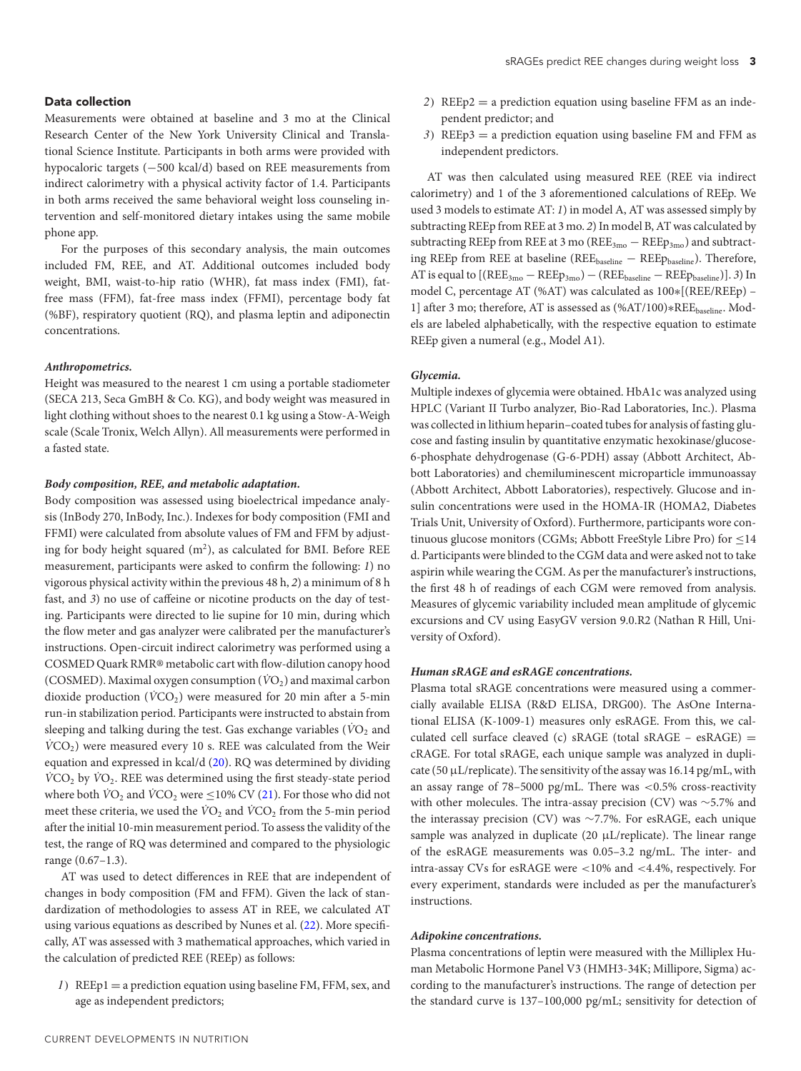### Data collection

Measurements were obtained at baseline and 3 mo at the Clinical Research Center of the New York University Clinical and Translational Science Institute. Participants in both arms were provided with hypocaloric targets (−500 kcal/d) based on REE measurements from indirect calorimetry with a physical activity factor of 1.4. Participants in both arms received the same behavioral weight loss counseling intervention and self-monitored dietary intakes using the same mobile phone app.

For the purposes of this secondary analysis, the main outcomes included FM, REE, and AT. Additional outcomes included body weight, BMI, waist-to-hip ratio (WHR), fat mass index (FMI), fat-free mass (FFM), fat-free mass index (FFMI), percentage body fat (%BF), respiratory quotient (RQ), and plasma leptin and adiponectin concentrations.

#### *Anthropometrics.*

Height was measured to the nearest 1 cm using a portable stadiometer (SECA 213, Seca GmBH & Co. KG), and body weight was measured in light clothing without shoes to the nearest 0.1 kg using a Stow-A-Weigh scale (Scale Tronix, Welch Allyn). All measurements were performed in a fasted state.

#### *Body composition, REE, and metabolic adaptation.*

Body composition was assessed using bioelectrical impedance analysis (InBody 270, InBody, Inc.). Indexes for body composition (FMI and FFMI) were calculated from absolute values of FM and FFM by adjusting for body height squared ($m^2$), as calculated for BMI. Before REE measurement, participants were asked to confirm the following: *1*) no vigorous physical activity within the previous 48 h, *2*) a minimum of 8 h fast, and *3*) no use of caffeine or nicotine products on the day of testing. Participants were directed to lie supine for 10 min, during which the flow meter and gas analyzer were calibrated per the manufacturer's instructions. Open-circuit indirect calorimetry was performed using a COSMED Quark RMR® metabolic cart with flow-dilution canopy hood (COSMED). Maximal oxygen consumption ($\dot{V}O_2$) and maximal carbon dioxide production ($\dot{V}CO_2$) were measured for 20 min after a 5-min run-in stabilization period. Participants were instructed to abstain from sleeping and talking during the test. Gas exchange variables ($\dot{V}O_2$ and $\dot{V}CO_2$) were measured every 10 s. REE was calculated from the Weir equation and expressed in kcal/d (20). RQ was determined by dividing $\dot{V}CO_2$ by $\dot{V}O_2$. REE was determined using the first steady-state period where both $\dot{V}O_2$ and $\dot{V}CO_2$ were ≤10% CV (21). For those who did not meet these criteria, we used the $\dot{V}O_2$ and $\dot{V}CO_2$ from the 5-min period after the initial 10-min measurement period. To assess the validity of the test, the range of RQ was determined and compared to the physiologic range (0.67–1.3).

AT was used to detect differences in REE that are independent of changes in body composition (FM and FFM). Given the lack of standardization of methodologies to assess AT in REE, we calculated AT using various equations as described by Nunes et al. (22). More specifically, AT was assessed with 3 mathematical approaches, which varied in the calculation of predicted REE (REEp) as follows:

*1*) REEp1 = a prediction equation using baseline FM, FFM, sex, and age as independent predictors;

*2*) REEp2 = a prediction equation using baseline FFM as an independent predictor; and

*3*) REEp3 = a prediction equation using baseline FM and FFM as independent predictors.

AT was then calculated using measured REE (REE via indirect calorimetry) and 1 of the 3 aforementioned calculations of REEp. We used 3 models to estimate AT: *1*) in model A, AT was assessed simply by subtracting REEp from REE at 3 mo. *2*) In model B, AT was calculated by subtracting REEp from REE at 3 mo ($REE_{3mo} - REEp_{3mo}$) and subtracting REEp from REE at baseline ($REE_{baseline} - REEp_{baseline}$). Therefore, AT is equal to $[(REE_{3mo} - REEp_{3mo}) - (REE_{baseline} - REEp_{baseline})]$. *3*) In model C, percentage AT (%AT) was calculated as $100*[(REE/REEp) - 1]$ after 3 mo; therefore, AT is assessed as $(\%AT/100)*REE_{baseline}$. Models are labeled alphabetically, with the respective equation to estimate REEp given a numeral (e.g., Model A1).

#### *Glycemia.*

Multiple indexes of glycemia were obtained. HbA1c was analyzed using HPLC (Variant II Turbo analyzer, Bio-Rad Laboratories, Inc.). Plasma was collected in lithium heparin–coated tubes for analysis of fasting glucose and fasting insulin by quantitative enzymatic hexokinase/glucose-6-phosphate dehydrogenase (G-6-PDH) assay (Abbott Architect, Abbott Laboratories) and chemiluminescent microparticle immunoassay (Abbott Architect, Abbott Laboratories), respectively. Glucose and insulin concentrations were used in the HOMA-IR (HOMA2, Diabetes Trials Unit, University of Oxford). Furthermore, participants wore continuous glucose monitors (CGMs; Abbott FreeStyle Libre Pro) for ≤14 d. Participants were blinded to the CGM data and were asked not to take aspirin while wearing the CGM. As per the manufacturer's instructions, the first 48 h of readings of each CGM were removed from analysis. Measures of glycemic variability included mean amplitude of glycemic excursions and CV using EasyGV version 9.0.R2 (Nathan R Hill, University of Oxford).

#### *Human sRAGE and esRAGE concentrations.*

Plasma total sRAGE concentrations were measured using a commercially available ELISA (R&D ELISA, DRG00). The AsOne International ELISA (K-1009-1) measures only esRAGE. From this, we calculated cell surface cleaved (c) sRAGE (total sRAGE – esRAGE) = cRAGE. For total sRAGE, each unique sample was analyzed in duplicate (50 μL/replicate). The sensitivity of the assay was 16.14 pg/mL, with an assay range of 78–5000 pg/mL. There was <0.5% cross-reactivity with other molecules. The intra-assay precision (CV) was ∼5.7% and the interassay precision (CV) was ∼7.7%. For esRAGE, each unique sample was analyzed in duplicate (20 μL/replicate). The linear range of the esRAGE measurements was 0.05–3.2 ng/mL. The inter- and intra-assay CVs for esRAGE were <10% and <4.4%, respectively. For every experiment, standards were included as per the manufacturer's instructions.

#### *Adipokine concentrations.*

Plasma concentrations of leptin were measured with the Milliplex Human Metabolic Hormone Panel V3 (HMH3-34K; Millipore, Sigma) according to the manufacturer's instructions. The range of detection per the standard curve is 137–100,000 pg/mL; sensitivity for detection of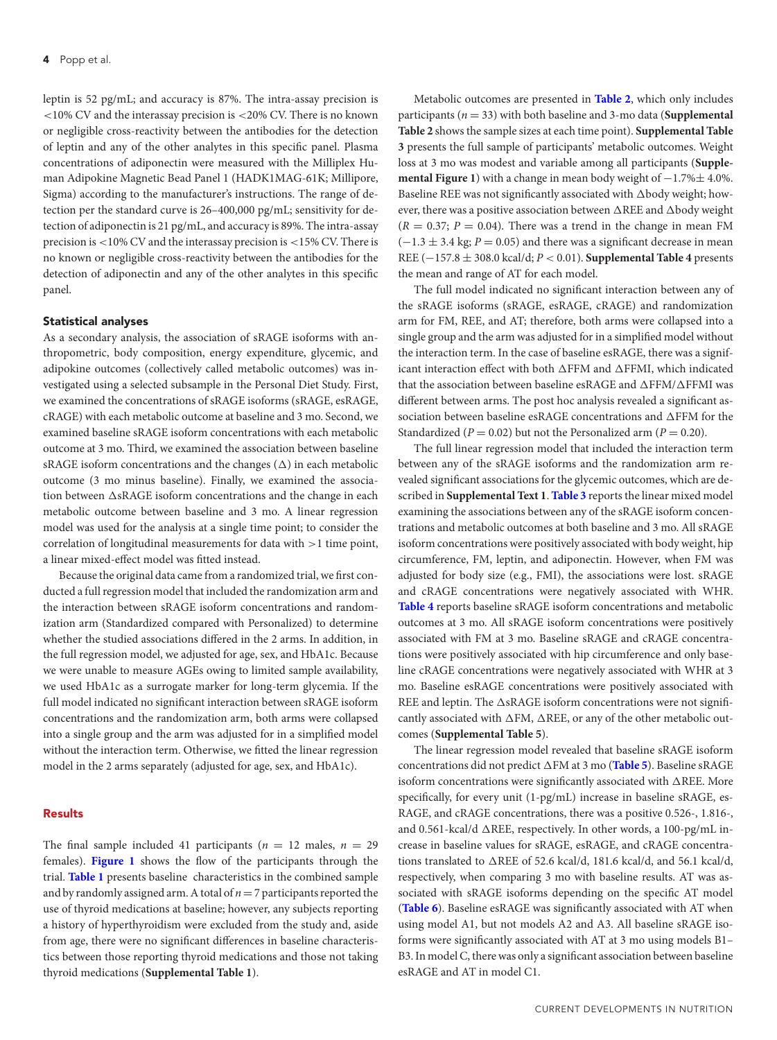leptin is 52 pg/mL; and accuracy is 87%. The intra-assay precision is <10% CV and the interassay precision is <20% CV. There is no known or negligible cross-reactivity between the antibodies for the detection of leptin and any of the other analytes in this specific panel. Plasma concentrations of adiponectin were measured with the Milliplex Human Adipokine Magnetic Bead Panel 1 (HADK1MAG-61K; Millipore, Sigma) according to the manufacturer's instructions. The range of detection per the standard curve is 26–400,000 pg/mL; sensitivity for detection of adiponectin is 21 pg/mL, and accuracy is 89%. The intra-assay precision is <10% CV and the interassay precision is <15% CV. There is no known or negligible cross-reactivity between the antibodies for the detection of adiponectin and any of the other analytes in this specific panel.

### Statistical analyses

As a secondary analysis, the association of sRAGE isoforms with anthropometric, body composition, energy expenditure, glycemic, and adipokine outcomes (collectively called metabolic outcomes) was investigated using a selected subsample in the Personal Diet Study. First, we examined the concentrations of sRAGE isoforms (sRAGE, esRAGE, cRAGE) with each metabolic outcome at baseline and 3 mo. Second, we examined baseline sRAGE isoform concentrations with each metabolic outcome at 3 mo. Third, we examined the association between baseline sRAGE isoform concentrations and the changes (Δ) in each metabolic outcome (3 mo minus baseline). Finally, we examined the association between ΔsRAGE isoform concentrations and the change in each metabolic outcome between baseline and 3 mo. A linear regression model was used for the analysis at a single time point; to consider the correlation of longitudinal measurements for data with >1 time point, a linear mixed-effect model was fitted instead.

Because the original data came from a randomized trial, we first conducted a full regression model that included the randomization arm and the interaction between sRAGE isoform concentrations and randomization arm (Standardized compared with Personalized) to determine whether the studied associations differed in the 2 arms. In addition, in the full regression model, we adjusted for age, sex, and HbA1c. Because we were unable to measure AGEs owing to limited sample availability, we used HbA1c as a surrogate marker for long-term glycemia. If the full model indicated no significant interaction between sRAGE isoform concentrations and the randomization arm, both arms were collapsed into a single group and the arm was adjusted for in a simplified model without the interaction term. Otherwise, we fitted the linear regression model in the 2 arms separately (adjusted for age, sex, and HbA1c).

## Results

The final sample included 41 participants ($n$ = 12 males, $n$ = 29 females). **Figure 1** shows the flow of the participants through the trial. **Table 1** presents baseline characteristics in the combined sample and by randomly assigned arm. A total of $n$ = 7 participants reported the use of thyroid medications at baseline; however, any subjects reporting a history of hyperthyroidism were excluded from the study and, aside from age, there were no significant differences in baseline characteristics between those reporting thyroid medications and those not taking thyroid medications (**Supplemental Table 1**).

Metabolic outcomes are presented in **Table 2**, which only includes participants ($n$ = 33) with both baseline and 3-mo data (**Supplemental Table 2** shows the sample sizes at each time point). **Supplemental Table 3** presents the full sample of participants' metabolic outcomes. Weight loss at 3 mo was modest and variable among all participants (**Supplemental Figure 1**) with a change in mean body weight of −1.7% ± 4.0%. Baseline REE was not significantly associated with Δbody weight; however, there was a positive association between ΔREE and Δbody weight ($R$ = 0.37; $P$ = 0.04). There was a trend in the change in mean FM (−1.3 ± 3.4 kg; $P$ = 0.05) and there was a significant decrease in mean REE (−157.8 ± 308.0 kcal/d; $P$ < 0.01). **Supplemental Table 4** presents the mean and range of AT for each model.

The full model indicated no significant interaction between any of the sRAGE isoforms (sRAGE, esRAGE, cRAGE) and randomization arm for FM, REE, and AT; therefore, both arms were collapsed into a single group and the arm was adjusted for in a simplified model without the interaction term. In the case of baseline esRAGE, there was a significant interaction effect with both ΔFFM and ΔFFMI, which indicated that the association between baseline esRAGE and ΔFFM/ΔFFMI was different between arms. The post hoc analysis revealed a significant association between baseline esRAGE concentrations and ΔFFM for the Standardized ($P$ = 0.02) but not the Personalized arm ($P$ = 0.20).

The full linear regression model that included the interaction term between any of the sRAGE isoforms and the randomization arm revealed significant associations for the glycemic outcomes, which are described in **Supplemental Text 1**. **Table 3** reports the linear mixed model examining the associations between any of the sRAGE isoform concentrations and metabolic outcomes at both baseline and 3 mo. All sRAGE isoform concentrations were positively associated with body weight, hip circumference, FM, leptin, and adiponectin. However, when FM was adjusted for body size (e.g., FMI), the associations were lost. sRAGE and cRAGE concentrations were negatively associated with WHR. **Table 4** reports baseline sRAGE isoform concentrations and metabolic outcomes at 3 mo. All sRAGE isoform concentrations were positively associated with FM at 3 mo. Baseline sRAGE and cRAGE concentrations were positively associated with hip circumference and only baseline cRAGE concentrations were negatively associated with WHR at 3 mo. Baseline esRAGE concentrations were positively associated with REE and leptin. The ΔsRAGE isoform concentrations were not significantly associated with ΔFM, ΔREE, or any of the other metabolic outcomes (**Supplemental Table 5**).

The linear regression model revealed that baseline sRAGE isoform concentrations did not predict ΔFM at 3 mo (**Table 5**). Baseline sRAGE isoform concentrations were significantly associated with ΔREE. More specifically, for every unit (1-pg/mL) increase in baseline sRAGE, esRAGE, and cRAGE concentrations, there was a positive 0.526-, 1.816-, and 0.561-kcal/d ΔREE, respectively. In other words, a 100-pg/mL increase in baseline values for sRAGE, esRAGE, and cRAGE concentrations translated to ΔREE of 52.6 kcal/d, 181.6 kcal/d, and 56.1 kcal/d, respectively, when comparing 3 mo with baseline results. AT was associated with sRAGE isoforms depending on the specific AT model (**Table 6**). Baseline esRAGE was significantly associated with AT when using model A1, but not models A2 and A3. All baseline sRAGE isoforms were significantly associated with AT at 3 mo using models B1–B3. In model C, there was only a significant association between baseline esRAGE and AT in model C1.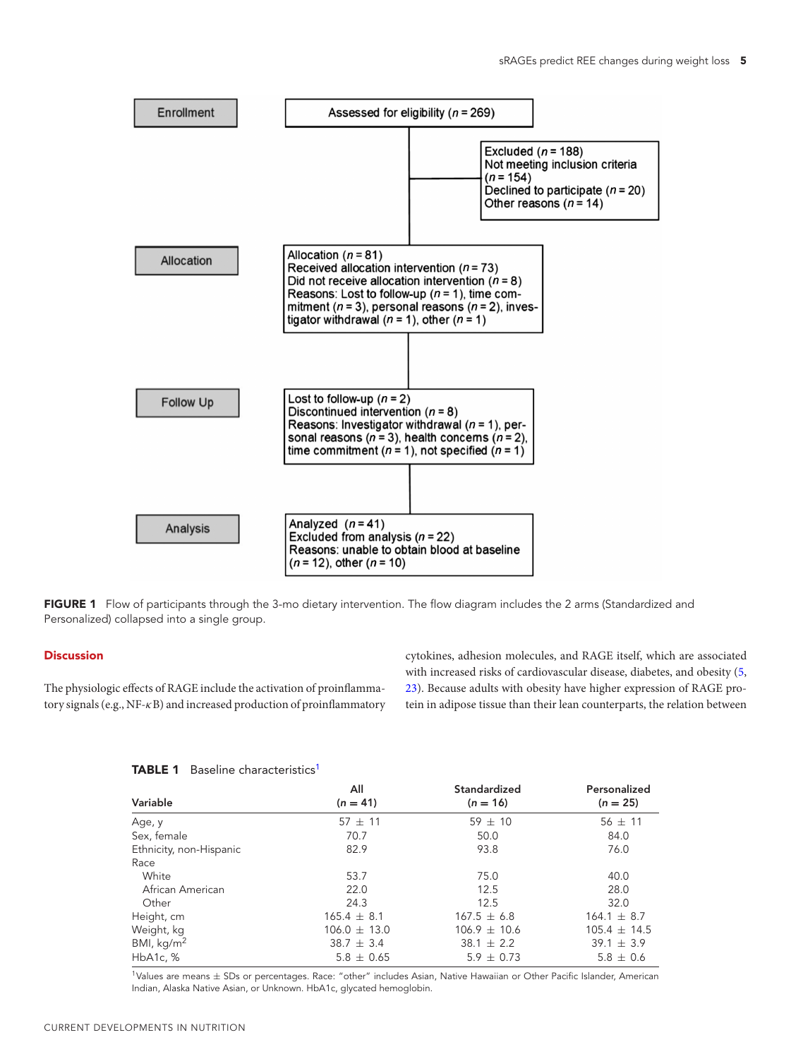| Enrollment | Assessed for eligibility (*n* = 269) |
|---|---|
| | Excluded (*n* = 188)<br>Not meeting inclusion criteria (*n* = 154)<br>Declined to participate (*n* = 20)<br>Other reasons (*n* = 14) |
| Allocation | Allocation (*n* = 81)<br>Received allocation intervention (*n* = 73)<br>Did not receive allocation intervention (*n* = 8)<br>Reasons: Lost to follow-up (*n* = 1), time commitment (*n* = 3), personal reasons (*n* = 2), investigator withdrawal (*n* = 1), other (*n* = 1) |
| Follow Up | Lost to follow-up (*n* = 2)<br>Discontinued intervention (*n* = 8)<br>Reasons: Investigator withdrawal (*n* = 1), personal reasons (*n* = 3), health concerns (*n* = 2), time commitment (*n* = 1), not specified (*n* = 1) |
| Analysis | Analyzed (*n* = 41)<br>Excluded from analysis (*n* = 22)<br>Reasons: unable to obtain blood at baseline (*n* = 12), other (*n* = 10) |

**FIGURE 1** Flow of participants through the 3-mo dietary intervention. The flow diagram includes the 2 arms (Standardized and Personalized) collapsed into a single group.

## Discussion

The physiologic effects of RAGE include the activation of proinflammatory signals (e.g., NF-$\kappa$B) and increased production of proinflammatory cytokines, adhesion molecules, and RAGE itself, which are associated with increased risks of cardiovascular disease, diabetes, and obesity (5, 23). Because adults with obesity have higher expression of RAGE protein in adipose tissue than their lean counterparts, the relation between

**TABLE 1** Baseline characteristics[1]

| Variable | All (*n* = 41) | Standardized (*n* = 16) | Personalized (*n* = 25) |
|---|---|---|---|
| Age, y | 57 ± 11 | 59 ± 10 | 56 ± 11 |
| Sex, female | 70.7 | 50.0 | 84.0 |
| Ethnicity, non-Hispanic | 82.9 | 93.8 | 76.0 |
| Race | | | |
| White | 53.7 | 75.0 | 40.0 |
| African American | 22.0 | 12.5 | 28.0 |
| Other | 24.3 | 12.5 | 32.0 |
| Height, cm | 165.4 ± 8.1 | 167.5 ± 6.8 | 164.1 ± 8.7 |
| Weight, kg | 106.0 ± 13.0 | 106.9 ± 10.6 | 105.4 ± 14.5 |
| BMI, kg/m$^2$ | 38.7 ± 3.4 | 38.1 ± 2.2 | 39.1 ± 3.9 |
| HbA1c, % | 5.8 ± 0.65 | 5.9 ± 0.73 | 5.8 ± 0.6 |

[1]Values are means ± SDs or percentages. Race: "other" includes Asian, Native Hawaiian or Other Pacific Islander, American Indian, Alaska Native Asian, or Unknown. HbA1c, glycated hemoglobin.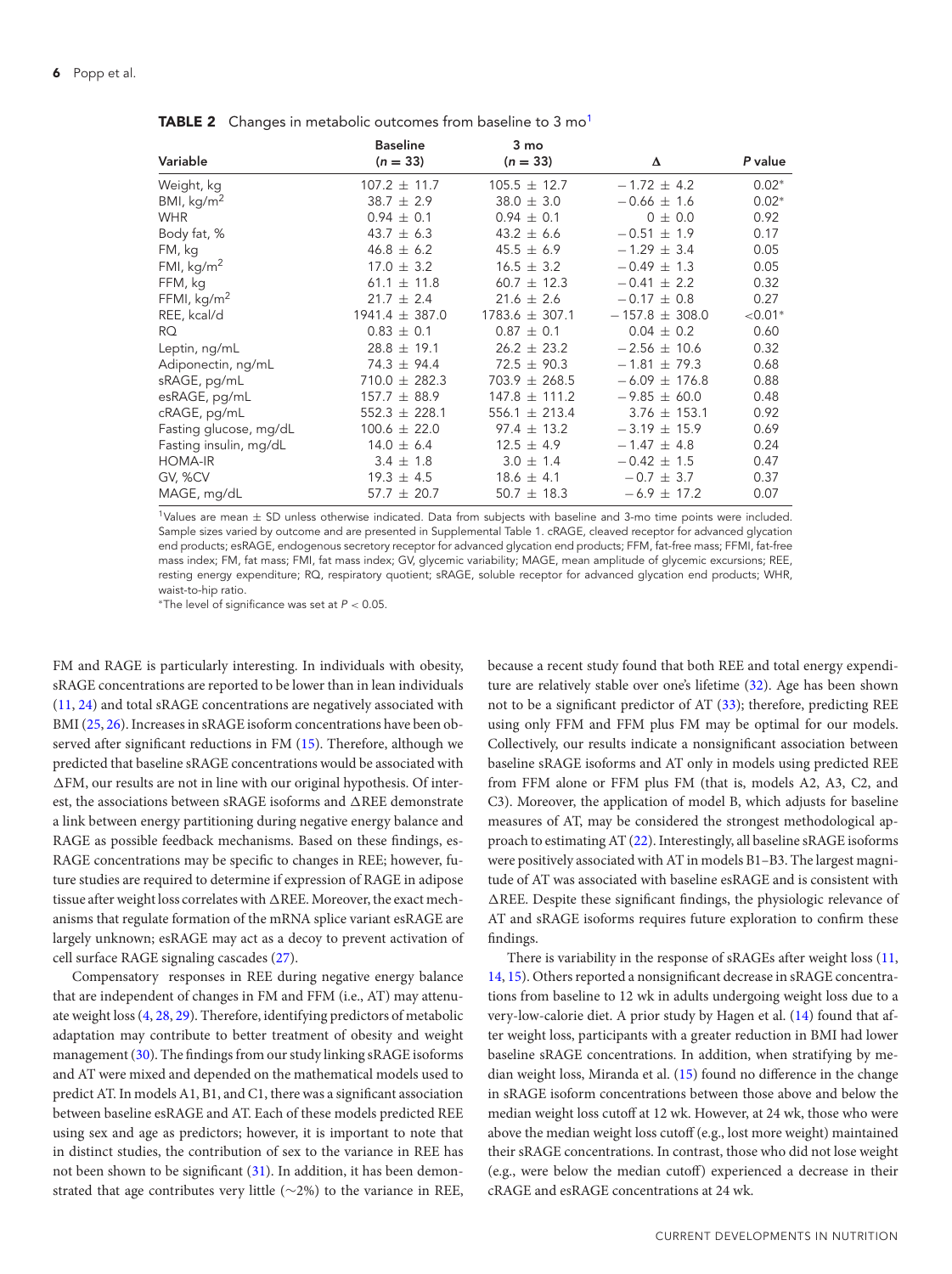**TABLE 2** Changes in metabolic outcomes from baseline to 3 mo[1]

| Variable | Baseline ($n$ = 33) | 3 mo ($n$ = 33) | Δ | $P$ value |
|---|---|---|---|---|
| Weight, kg | 107.2 ± 11.7 | 105.5 ± 12.7 | −1.72 ± 4.2 | 0.02* |
| BMI, kg/m$^2$ | 38.7 ± 2.9 | 38.0 ± 3.0 | −0.66 ± 1.6 | 0.02* |
| WHR | 0.94 ± 0.1 | 0.94 ± 0.1 | 0 ± 0.0 | 0.92 |
| Body fat, % | 43.7 ± 6.3 | 43.2 ± 6.6 | −0.51 ± 1.9 | 0.17 |
| FM, kg | 46.8 ± 6.2 | 45.5 ± 6.9 | −1.29 ± 3.4 | 0.05 |
| FMI, kg/m$^2$ | 17.0 ± 3.2 | 16.5 ± 3.2 | −0.49 ± 1.3 | 0.05 |
| FFM, kg | 61.1 ± 11.8 | 60.7 ± 12.3 | −0.41 ± 2.2 | 0.32 |
| FFMI, kg/m$^2$ | 21.7 ± 2.4 | 21.6 ± 2.6 | −0.17 ± 0.8 | 0.27 |
| REE, kcal/d | 1941.4 ± 387.0 | 1783.6 ± 307.1 | −157.8 ± 308.0 | <0.01* |
| RQ | 0.83 ± 0.1 | 0.87 ± 0.1 | 0.04 ± 0.2 | 0.60 |
| Leptin, ng/mL | 28.8 ± 19.1 | 26.2 ± 23.2 | −2.56 ± 10.6 | 0.32 |
| Adiponectin, ng/mL | 74.3 ± 94.4 | 72.5 ± 90.3 | −1.81 ± 79.3 | 0.68 |
| sRAGE, pg/mL | 710.0 ± 282.3 | 703.9 ± 268.5 | −6.09 ± 176.8 | 0.88 |
| esRAGE, pg/mL | 157.7 ± 88.9 | 147.8 ± 111.2 | −9.85 ± 60.0 | 0.48 |
| cRAGE, pg/mL | 552.3 ± 228.1 | 556.1 ± 213.4 | 3.76 ± 153.1 | 0.92 |
| Fasting glucose, mg/dL | 100.6 ± 22.0 | 97.4 ± 13.2 | −3.19 ± 15.9 | 0.69 |
| Fasting insulin, mg/dL | 14.0 ± 6.4 | 12.5 ± 4.9 | −1.47 ± 4.8 | 0.24 |
| HOMA-IR | 3.4 ± 1.8 | 3.0 ± 1.4 | −0.42 ± 1.5 | 0.47 |
| GV, %CV | 19.3 ± 4.5 | 18.6 ± 4.1 | −0.7 ± 3.7 | 0.37 |
| MAGE, mg/dL | 57.7 ± 20.7 | 50.7 ± 18.3 | −6.9 ± 17.2 | 0.07 |

[1]Values are mean ± SD unless otherwise indicated. Data from subjects with baseline and 3-mo time points were included. Sample sizes varied by outcome and are presented in Supplemental Table 1. cRAGE, cleaved receptor for advanced glycation end products; esRAGE, endogenous secretory receptor for advanced glycation end products; FFM, fat-free mass; FFMI, fat-free mass index; FM, fat mass; FMI, fat mass index; GV, glycemic variability; MAGE, mean amplitude of glycemic excursions; REE, resting energy expenditure; RQ, respiratory quotient; sRAGE, soluble receptor for advanced glycation end products; WHR, waist-to-hip ratio.

*The level of significance was set at $P < 0.05$.

FM and RAGE is particularly interesting. In individuals with obesity, sRAGE concentrations are reported to be lower than in lean individuals (11, 24) and total sRAGE concentrations are negatively associated with BMI (25, 26). Increases in sRAGE isoform concentrations have been observed after significant reductions in FM (15). Therefore, although we predicted that baseline sRAGE concentrations would be associated with ΔFM, our results are not in line with our original hypothesis. Of interest, the associations between sRAGE isoforms and ΔREE demonstrate a link between energy partitioning during negative energy balance and RAGE as possible feedback mechanisms. Based on these findings, esRAGE concentrations may be specific to changes in REE; however, future studies are required to determine if expression of RAGE in adipose tissue after weight loss correlates with ΔREE. Moreover, the exact mechanisms that regulate formation of the mRNA splice variant esRAGE are largely unknown; esRAGE may act as a decoy to prevent activation of cell surface RAGE signaling cascades (27).

Compensatory responses in REE during negative energy balance that are independent of changes in FM and FFM (i.e., AT) may attenuate weight loss (4, 28, 29). Therefore, identifying predictors of metabolic adaptation may contribute to better treatment of obesity and weight management (30). The findings from our study linking sRAGE isoforms and AT were mixed and depended on the mathematical models used to predict AT. In models A1, B1, and C1, there was a significant association between baseline esRAGE and AT. Each of these models predicted REE using sex and age as predictors; however, it is important to note that in distinct studies, the contribution of sex to the variance in REE has not been shown to be significant (31). In addition, it has been demonstrated that age contributes very little (~2%) to the variance in REE, because a recent study found that both REE and total energy expenditure are relatively stable over one's lifetime (32). Age has been shown not to be a significant predictor of AT (33); therefore, predicting REE using only FFM and FFM plus FM may be optimal for our models. Collectively, our results indicate a nonsignificant association between baseline sRAGE isoforms and AT only in models using predicted REE from FFM alone or FFM plus FM (that is, models A2, A3, C2, and C3). Moreover, the application of model B, which adjusts for baseline measures of AT, may be considered the strongest methodological approach to estimating AT (22). Interestingly, all baseline sRAGE isoforms were positively associated with AT in models B1–B3. The largest magnitude of AT was associated with baseline esRAGE and is consistent with ΔREE. Despite these significant findings, the physiologic relevance of AT and sRAGE isoforms requires future exploration to confirm these findings.

There is variability in the response of sRAGEs after weight loss (11, 14, 15). Others reported a nonsignificant decrease in sRAGE concentrations from baseline to 12 wk in adults undergoing weight loss due to a very-low-calorie diet. A prior study by Hagen et al. (14) found that after weight loss, participants with a greater reduction in BMI had lower baseline sRAGE concentrations. In addition, when stratifying by median weight loss, Miranda et al. (15) found no difference in the change in sRAGE isoform concentrations between those above and below the median weight loss cutoff at 12 wk. However, at 24 wk, those who were above the median weight loss cutoff (e.g., lost more weight) maintained their sRAGE concentrations. In contrast, those who did not lose weight (e.g., were below the median cutoff) experienced a decrease in their cRAGE and esRAGE concentrations at 24 wk.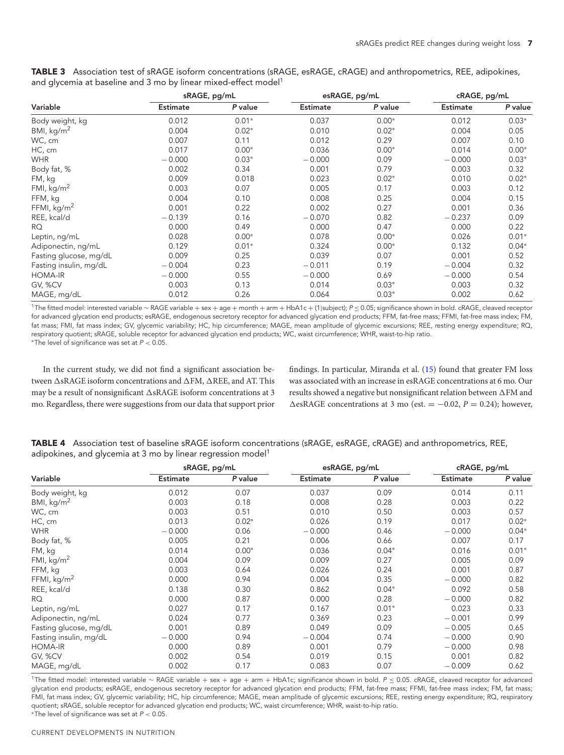**TABLE 3** Association test of sRAGE isoform concentrations (sRAGE, esRAGE, cRAGE) and anthropometrics, REE, adipokines, and glycemia at baseline and 3 mo by linear mixed-effect model[1]

| Variable | sRAGE, pg/mL | | esRAGE, pg/mL | | cRAGE, pg/mL | |
|---|---|---|---|---|---|---|
| | Estimate | *P* value | Estimate | *P* value | Estimate | *P* value |
| Body weight, kg | 0.012 | 0.01* | 0.037 | 0.00* | 0.012 | 0.03* |
| BMI, kg/m$^2$ | 0.004 | 0.02* | 0.010 | 0.02* | 0.004 | 0.05 |
| WC, cm | 0.007 | 0.11 | 0.012 | 0.29 | 0.007 | 0.10 |
| HC, cm | 0.017 | 0.00* | 0.036 | 0.00* | 0.014 | 0.00* |
| WHR | −0.000 | 0.03* | −0.000 | 0.09 | −0.000 | 0.03* |
| Body fat, % | 0.002 | 0.34 | 0.001 | 0.79 | 0.003 | 0.32 |
| FM, kg | 0.009 | 0.018 | 0.023 | 0.02* | 0.010 | 0.02* |
| FMI, kg/m$^2$ | 0.003 | 0.07 | 0.005 | 0.17 | 0.003 | 0.12 |
| FFM, kg | 0.004 | 0.10 | 0.008 | 0.25 | 0.004 | 0.15 |
| FFMI, kg/m$^2$ | 0.001 | 0.22 | 0.002 | 0.27 | 0.001 | 0.36 |
| REE, kcal/d | −0.139 | 0.16 | −0.070 | 0.82 | −0.237 | 0.09 |
| RQ | 0.000 | 0.49 | 0.000 | 0.47 | 0.000 | 0.22 |
| Leptin, ng/mL | 0.028 | 0.00* | 0.078 | 0.00* | 0.026 | 0.01* |
| Adiponectin, ng/mL | 0.129 | 0.01* | 0.324 | 0.00* | 0.132 | 0.04* |
| Fasting glucose, mg/dL | 0.009 | 0.25 | 0.039 | 0.07 | 0.001 | 0.52 |
| Fasting insulin, mg/dL | −0.004 | 0.23 | −0.011 | 0.19 | −0.004 | 0.32 |
| HOMA-IR | −0.000 | 0.55 | −0.000 | 0.69 | −0.000 | 0.54 |
| GV, %CV | 0.003 | 0.13 | 0.014 | 0.03* | 0.003 | 0.32 |
| MAGE, mg/dL | 0.012 | 0.26 | 0.064 | 0.03* | 0.002 | 0.62 |

[1]The fitted model: interested variable ~ RAGE variable + sex + age + month + arm + HbA1c + (1|subject); $P \leq 0.05$; significance shown in bold. cRAGE, cleaved receptor for advanced glycation end products; esRAGE, endogenous secretory receptor for advanced glycation end products; FFM, fat-free mass; FFMI, fat-free mass index; FM, fat mass; FMI, fat mass index; GV, glycemic variability; HC, hip circumference; MAGE, mean amplitude of glycemic excursions; REE, resting energy expenditure; RQ, respiratory quotient; sRAGE, soluble receptor for advanced glycation end products; WC, waist circumference; WHR, waist-to-hip ratio.
*The level of significance was set at $P < 0.05$.

In the current study, we did not find a significant association between ΔsRAGE isoform concentrations and ΔFM, ΔREE, and AT. This may be a result of nonsignificant ΔsRAGE isoform concentrations at 3 mo. Regardless, there were suggestions from our data that support prior findings. In particular, Miranda et al. (15) found that greater FM loss was associated with an increase in esRAGE concentrations at 6 mo. Our results showed a negative but nonsignificant relation between ΔFM and ΔesRAGE concentrations at 3 mo (est. = −0.02, $P = 0.24$); however,

**TABLE 4** Association test of baseline sRAGE isoform concentrations (sRAGE, esRAGE, cRAGE) and anthropometrics, REE, adipokines, and glycemia at 3 mo by linear regression model[1]

| Variable | sRAGE, pg/mL | | esRAGE, pg/mL | | cRAGE, pg/mL | |
|---|---|---|---|---|---|---|
| | Estimate | *P* value | Estimate | *P* value | Estimate | *P* value |
| Body weight, kg | 0.012 | 0.07 | 0.037 | 0.09 | 0.014 | 0.11 |
| BMI, kg/m$^2$ | 0.003 | 0.18 | 0.008 | 0.28 | 0.003 | 0.22 |
| WC, cm | 0.003 | 0.51 | 0.010 | 0.50 | 0.003 | 0.57 |
| HC, cm | 0.013 | 0.02* | 0.026 | 0.19 | 0.017 | 0.02* |
| WHR | −0.000 | 0.06 | −0.000 | 0.46 | −0.000 | 0.04* |
| Body fat, % | 0.005 | 0.21 | 0.006 | 0.66 | 0.007 | 0.17 |
| FM, kg | 0.014 | 0.00* | 0.036 | 0.04* | 0.016 | 0.01* |
| FMI, kg/m$^2$ | 0.004 | 0.09 | 0.009 | 0.27 | 0.005 | 0.09 |
| FFM, kg | 0.003 | 0.64 | 0.026 | 0.24 | 0.001 | 0.87 |
| FFMI, kg/m$^2$ | 0.000 | 0.94 | 0.004 | 0.35 | −0.000 | 0.82 |
| REE, kcal/d | 0.138 | 0.30 | 0.862 | 0.04* | 0.092 | 0.58 |
| RQ | 0.000 | 0.87 | 0.000 | 0.28 | −0.000 | 0.82 |
| Leptin, ng/mL | 0.027 | 0.17 | 0.167 | 0.01* | 0.023 | 0.33 |
| Adiponectin, ng/mL | 0.024 | 0.77 | 0.369 | 0.23 | −0.001 | 0.99 |
| Fasting glucose, mg/dL | 0.001 | 0.89 | 0.049 | 0.09 | −0.005 | 0.65 |
| Fasting insulin, mg/dL | −0.000 | 0.94 | −0.004 | 0.74 | −0.000 | 0.90 |
| HOMA-IR | 0.000 | 0.89 | 0.001 | 0.79 | −0.000 | 0.98 |
| GV, %CV | 0.002 | 0.54 | 0.019 | 0.15 | 0.001 | 0.82 |
| MAGE, mg/dL | 0.002 | 0.17 | 0.083 | 0.07 | −0.009 | 0.62 |

[1]The fitted model: interested variable ~ RAGE variable + sex + age + arm + HbA1c; significance shown in bold. $P \leq 0.05$. cRAGE, cleaved receptor for advanced glycation end products; esRAGE, endogenous secretory receptor for advanced glycation end products; FFM, fat-free mass; FFMI, fat-free mass index; FM, fat mass; FMI, fat mass index; GV, glycemic variability; HC, hip circumference; MAGE, mean amplitude of glycemic excursions; REE, resting energy expenditure; RQ, respiratory quotient; sRAGE, soluble receptor for advanced glycation end products; WC, waist circumference; WHR, waist-to-hip ratio.
*The level of significance was set at $P < 0.05$.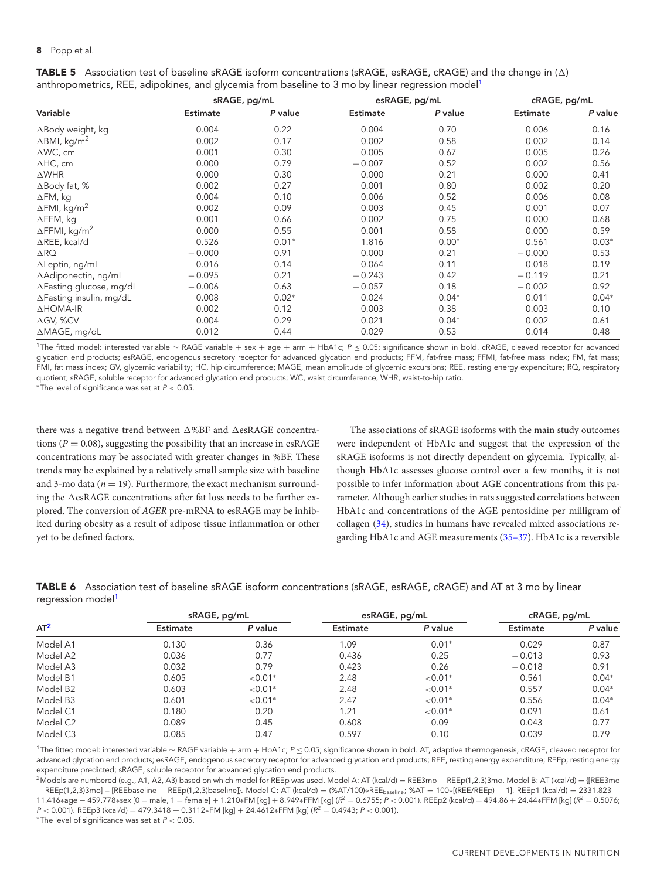**TABLE 5** Association test of baseline sRAGE isoform concentrations (sRAGE, esRAGE, cRAGE) and the change in (Δ) anthropometrics, REE, adipokines, and glycemia from baseline to 3 mo by linear regression model[1]

| Variable | sRAGE, pg/mL | | esRAGE, pg/mL | | cRAGE, pg/mL | |
|---|---|---|---|---|---|---|
| | Estimate | *P* value | Estimate | *P* value | Estimate | *P* value |
| ΔBody weight, kg | 0.004 | 0.22 | 0.004 | 0.70 | 0.006 | 0.16 |
| ΔBMI, kg/m$^2$ | 0.002 | 0.17 | 0.002 | 0.58 | 0.002 | 0.14 |
| ΔWC, cm | 0.001 | 0.30 | 0.005 | 0.67 | 0.005 | 0.26 |
| ΔHC, cm | 0.000 | 0.79 | −0.007 | 0.52 | 0.002 | 0.56 |
| ΔWHR | 0.000 | 0.30 | 0.000 | 0.21 | 0.000 | 0.41 |
| ΔBody fat, % | 0.002 | 0.27 | 0.001 | 0.80 | 0.002 | 0.20 |
| ΔFM, kg | 0.004 | 0.10 | 0.006 | 0.52 | 0.006 | 0.08 |
| ΔFMI, kg/m$^2$ | 0.002 | 0.09 | 0.003 | 0.45 | 0.001 | 0.07 |
| ΔFFM, kg | 0.001 | 0.66 | 0.002 | 0.75 | 0.000 | 0.68 |
| ΔFFMI, kg/m$^2$ | 0.000 | 0.55 | 0.001 | 0.58 | 0.000 | 0.59 |
| ΔREE, kcal/d | 0.526 | 0.01* | 1.816 | 0.00* | 0.561 | 0.03* |
| ΔRQ | −0.000 | 0.91 | 0.000 | 0.21 | −0.000 | 0.53 |
| ΔLeptin, ng/mL | 0.016 | 0.14 | 0.064 | 0.11 | 0.018 | 0.19 |
| ΔAdiponectin, ng/mL | −0.095 | 0.21 | −0.243 | 0.42 | −0.119 | 0.21 |
| ΔFasting glucose, mg/dL | −0.006 | 0.63 | −0.057 | 0.18 | −0.002 | 0.92 |
| ΔFasting insulin, mg/dL | 0.008 | 0.02* | 0.024 | 0.04* | 0.011 | 0.04* |
| ΔHOMA-IR | 0.002 | 0.12 | 0.003 | 0.38 | 0.003 | 0.10 |
| ΔGV, %CV | 0.004 | 0.29 | 0.021 | 0.04* | 0.002 | 0.61 |
| ΔMAGE, mg/dL | 0.012 | 0.44 | 0.029 | 0.53 | 0.014 | 0.48 |

[1]The fitted model: interested variable ∼ RAGE variable + sex + age + arm + HbA1c; $P \leq 0.05$; significance shown in bold. cRAGE, cleaved receptor for advanced glycation end products; esRAGE, endogenous secretory receptor for advanced glycation end products; FFM, fat-free mass; FFMI, fat-free mass index; FM, fat mass; FMI, fat mass index; GV, glycemic variability; HC, hip circumference; MAGE, mean amplitude of glycemic excursions; REE, resting energy expenditure; RQ, respiratory quotient; sRAGE, soluble receptor for advanced glycation end products; WC, waist circumference; WHR, waist-to-hip ratio.
*The level of significance was set at $P < 0.05$.

there was a negative trend between Δ%BF and ΔesRAGE concentrations ($P = 0.08$), suggesting the possibility that an increase in esRAGE concentrations may be associated with greater changes in %BF. These trends may be explained by a relatively small sample size with baseline and 3-mo data ($n = 19$). Furthermore, the exact mechanism surrounding the ΔesRAGE concentrations after fat loss needs to be further explored. The conversion of *AGER* pre-mRNA to esRAGE may be inhibited during obesity as a result of adipose tissue inflammation or other yet to be defined factors.

The associations of sRAGE isoforms with the main study outcomes were independent of HbA1c and suggest that the expression of the sRAGE isoforms is not directly dependent on glycemia. Typically, although HbA1c assesses glucose control over a few months, it is not possible to infer information about AGE concentrations from this parameter. Although earlier studies in rats suggested correlations between HbA1c and concentrations of the AGE pentosidine per milligram of collagen (34), studies in humans have revealed mixed associations regarding HbA1c and AGE measurements (35–37). HbA1c is a reversible

**TABLE 6** Association test of baseline sRAGE isoform concentrations (sRAGE, esRAGE, cRAGE) and AT at 3 mo by linear regression model[1]

| AT[2] | sRAGE, pg/mL | | esRAGE, pg/mL | | cRAGE, pg/mL | |
|---|---|---|---|---|---|---|
| | Estimate | *P* value | Estimate | *P* value | Estimate | *P* value |
| Model A1 | 0.130 | 0.36 | 1.09 | 0.01* | 0.029 | 0.87 |
| Model A2 | 0.036 | 0.77 | 0.436 | 0.25 | −0.013 | 0.93 |
| Model A3 | 0.032 | 0.79 | 0.423 | 0.26 | −0.018 | 0.91 |
| Model B1 | 0.605 | <0.01* | 2.48 | <0.01* | 0.561 | 0.04* |
| Model B2 | 0.603 | <0.01* | 2.48 | <0.01* | 0.557 | 0.04* |
| Model B3 | 0.601 | <0.01* | 2.47 | <0.01* | 0.556 | 0.04* |
| Model C1 | 0.180 | 0.20 | 1.21 | <0.01* | 0.091 | 0.61 |
| Model C2 | 0.089 | 0.45 | 0.608 | 0.09 | 0.043 | 0.77 |
| Model C3 | 0.085 | 0.47 | 0.597 | 0.10 | 0.039 | 0.79 |

[1]The fitted model: interested variable ∼ RAGE variable + arm + HbA1c; $P \leq 0.05$; significance shown in bold. AT, adaptive thermogenesis; cRAGE, cleaved receptor for advanced glycation end products; esRAGE, endogenous secretory receptor for advanced glycation end products; REE, resting energy expenditure; REEp; resting energy expenditure predicted; sRAGE, soluble receptor for advanced glycation end products.
[2]Models are numbered (e.g., A1, A2, A3) based on which model for REEp was used. Model A: AT (kcal/d) = REE3mo − REEp(1,2,3)3mo. Model B: AT (kcal/d) = {[REE3mo − REEp(1,2,3)3mo] − [REEbaseline − REEp(1,2,3)baseline]}. Model C: AT (kcal/d) = (%AT/100)*REE$_{baseline}$; %AT = 100*[(REE/REEp) − 1]. REEp1 (kcal/d) = 2331.823 − 11.416*age − 459.778*sex [0 = male, 1 = female] + 1.210*FM [kg] + 8.949*FFM [kg] ($R^2 = 0.6755$; $P < 0.001$). REEp2 (kcal/d) = 494.86 + 24.44*FFM [kg] ($R^2 = 0.5076$; $P < 0.001$). REEp3 (kcal/d) = 479.3418 + 0.3112*FM [kg] + 24.4612*FFM [kg] ($R^2 = 0.4943$; $P < 0.001$).
*The level of significance was set at $P < 0.05$.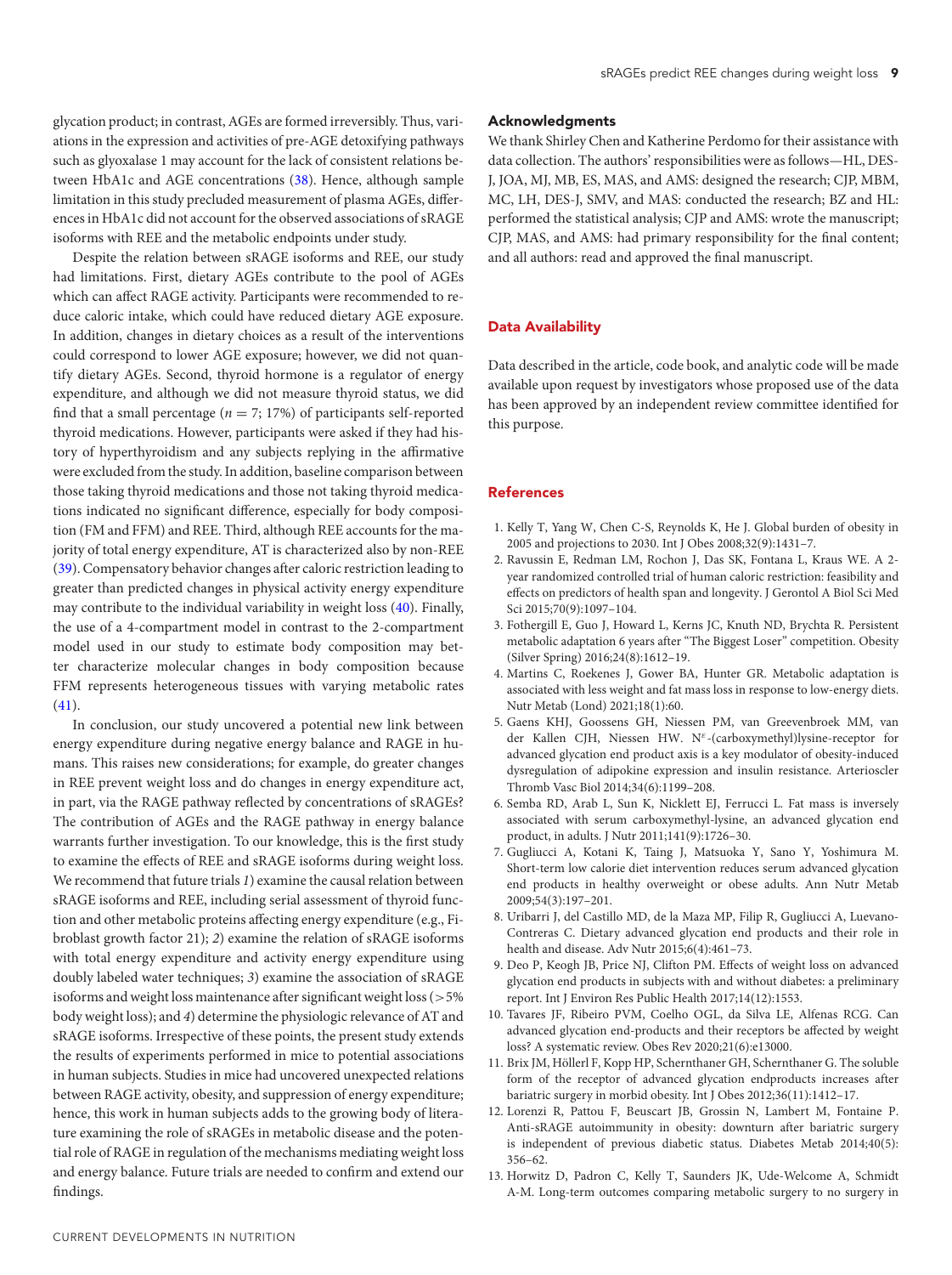glycation product; in contrast, AGEs are formed irreversibly. Thus, variations in the expression and activities of pre-AGE detoxifying pathways such as glyoxalase 1 may account for the lack of consistent relations between HbA1c and AGE concentrations (38). Hence, although sample limitation in this study precluded measurement of plasma AGEs, differences in HbA1c did not account for the observed associations of sRAGE isoforms with REE and the metabolic endpoints under study.

Despite the relation between sRAGE isoforms and REE, our study had limitations. First, dietary AGEs contribute to the pool of AGEs which can affect RAGE activity. Participants were recommended to reduce caloric intake, which could have reduced dietary AGE exposure. In addition, changes in dietary choices as a result of the interventions could correspond to lower AGE exposure; however, we did not quantify dietary AGEs. Second, thyroid hormone is a regulator of energy expenditure, and although we did not measure thyroid status, we did find that a small percentage ($n = 7$; 17%) of participants self-reported thyroid medications. However, participants were asked if they had history of hyperthyroidism and any subjects replying in the affirmative were excluded from the study. In addition, baseline comparison between those taking thyroid medications and those not taking thyroid medications indicated no significant difference, especially for body composition (FM and FFM) and REE. Third, although REE accounts for the majority of total energy expenditure, AT is characterized also by non-REE (39). Compensatory behavior changes after caloric restriction leading to greater than predicted changes in physical activity energy expenditure may contribute to the individual variability in weight loss (40). Finally, the use of a 4-compartment model in contrast to the 2-compartment model used in our study to estimate body composition may better characterize molecular changes in body composition because FFM represents heterogeneous tissues with varying metabolic rates (41).

In conclusion, our study uncovered a potential new link between energy expenditure during negative energy balance and RAGE in humans. This raises new considerations; for example, do greater changes in REE prevent weight loss and do changes in energy expenditure act, in part, via the RAGE pathway reflected by concentrations of sRAGEs? The contribution of AGEs and the RAGE pathway in energy balance warrants further investigation. To our knowledge, this is the first study to examine the effects of REE and sRAGE isoforms during weight loss. We recommend that future trials *1*) examine the causal relation between sRAGE isoforms and REE, including serial assessment of thyroid function and other metabolic proteins affecting energy expenditure (e.g., Fibroblast growth factor 21); *2*) examine the relation of sRAGE isoforms with total energy expenditure and activity energy expenditure using doubly labeled water techniques; *3*) examine the association of sRAGE isoforms and weight loss maintenance after significant weight loss (>5% body weight loss); and *4*) determine the physiologic relevance of AT and sRAGE isoforms. Irrespective of these points, the present study extends the results of experiments performed in mice to potential associations in human subjects. Studies in mice had uncovered unexpected relations between RAGE activity, obesity, and suppression of energy expenditure; hence, this work in human subjects adds to the growing body of literature examining the role of sRAGEs in metabolic disease and the potential role of RAGE in regulation of the mechanisms mediating weight loss and energy balance. Future trials are needed to confirm and extend our findings.

## Acknowledgments

We thank Shirley Chen and Katherine Perdomo for their assistance with data collection. The authors' responsibilities were as follows—HL, DES-J, JOA, MJ, MB, ES, MAS, and AMS: designed the research; CJP, MBM, MC, LH, DES-J, SMV, and MAS: conducted the research; BZ and HL: performed the statistical analysis; CJP and AMS: wrote the manuscript; CJP, MAS, and AMS: had primary responsibility for the final content; and all authors: read and approved the final manuscript.

## Data Availability

Data described in the article, code book, and analytic code will be made available upon request by investigators whose proposed use of the data has been approved by an independent review committee identified for this purpose.

## References

1. Kelly T, Yang W, Chen C-S, Reynolds K, He J. Global burden of obesity in 2005 and projections to 2030. Int J Obes 2008;32(9):1431–7.
2. Ravussin E, Redman LM, Rochon J, Das SK, Fontana L, Kraus WE. A 2-year randomized controlled trial of human caloric restriction: feasibility and effects on predictors of health span and longevity. J Gerontol A Biol Sci Med Sci 2015;70(9):1097–104.
3. Fothergill E, Guo J, Howard L, Kerns JC, Knuth ND, Brychta R. Persistent metabolic adaptation 6 years after "The Biggest Loser" competition. Obesity (Silver Spring) 2016;24(8):1612–19.
4. Martins C, Roekenes J, Gower BA, Hunter GR. Metabolic adaptation is associated with less weight and fat mass loss in response to low-energy diets. Nutr Metab (Lond) 2021;18(1):60.
5. Gaens KHJ, Goossens GH, Niessen PM, van Greevenbroek MM, van der Kallen CJH, Niessen HW. N$^{\varepsilon}$-(carboxymethyl)lysine-receptor for advanced glycation end product axis is a key modulator of obesity-induced dysregulation of adipokine expression and insulin resistance. Arterioscler Thromb Vasc Biol 2014;34(6):1199–208.
6. Semba RD, Arab L, Sun K, Nicklett EJ, Ferrucci L. Fat mass is inversely associated with serum carboxymethyl-lysine, an advanced glycation end product, in adults. J Nutr 2011;141(9):1726–30.
7. Gugliucci A, Kotani K, Taing J, Matsuoka Y, Sano Y, Yoshimura M. Short-term low calorie diet intervention reduces serum advanced glycation end products in healthy overweight or obese adults. Ann Nutr Metab 2009;54(3):197–201.
8. Uribarri J, del Castillo MD, de la Maza MP, Filip R, Gugliucci A, Luevano-Contreras C. Dietary advanced glycation end products and their role in health and disease. Adv Nutr 2015;6(4):461–73.
9. Deo P, Keogh JB, Price NJ, Clifton PM. Effects of weight loss on advanced glycation end products in subjects with and without diabetes: a preliminary report. Int J Environ Res Public Health 2017;14(12):1553.
10. Tavares JF, Ribeiro PVM, Coelho OGL, da Silva LE, Alfenas RCG. Can advanced glycation end-products and their receptors be affected by weight loss? A systematic review. Obes Rev 2020;21(6):e13000.
11. Brix JM, Höllerl F, Kopp HP, Schernthaner GH, Schernthaner G. The soluble form of the receptor of advanced glycation endproducts increases after bariatric surgery in morbid obesity. Int J Obes 2012;36(11):1412–17.
12. Lorenzi R, Pattou F, Beuscart JB, Grossin N, Lambert M, Fontaine P. Anti-sRAGE autoimmunity in obesity: downturn after bariatric surgery is independent of previous diabetic status. Diabetes Metab 2014;40(5): 356–62.
13. Horwitz D, Padron C, Kelly T, Saunders JK, Ude-Welcome A, Schmidt A-M. Long-term outcomes comparing metabolic surgery to no surgery in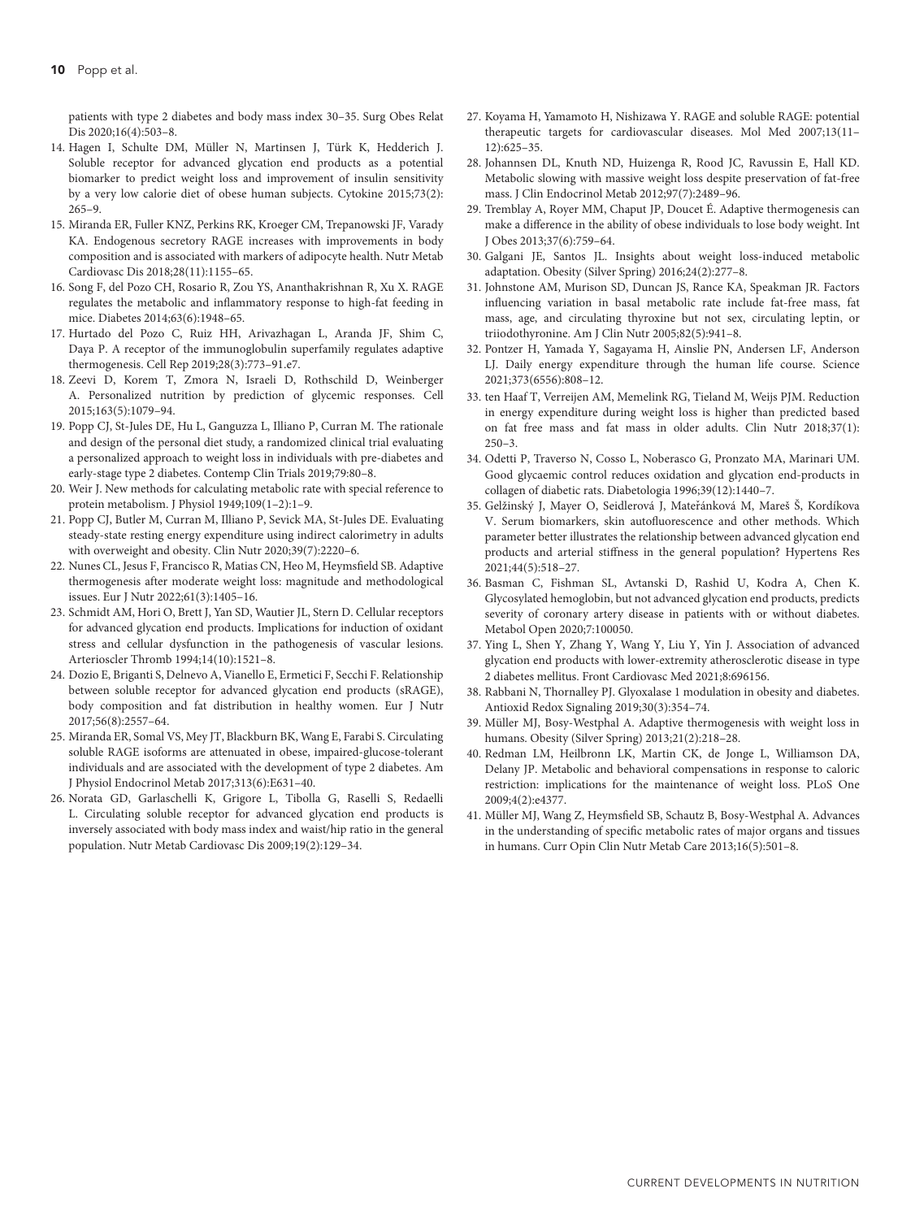patients with type 2 diabetes and body mass index 30–35. Surg Obes Relat Dis 2020;16(4):503–8.

14. Hagen I, Schulte DM, Müller N, Martinsen J, Türk K, Hedderich J. Soluble receptor for advanced glycation end products as a potential biomarker to predict weight loss and improvement of insulin sensitivity by a very low calorie diet of obese human subjects. Cytokine 2015;73(2): 265–9.
15. Miranda ER, Fuller KNZ, Perkins RK, Kroeger CM, Trepanowski JF, Varady KA. Endogenous secretory RAGE increases with improvements in body composition and is associated with markers of adipocyte health. Nutr Metab Cardiovasc Dis 2018;28(11):1155–65.
16. Song F, del Pozo CH, Rosario R, Zou YS, Ananthakrishnan R, Xu X. RAGE regulates the metabolic and inflammatory response to high-fat feeding in mice. Diabetes 2014;63(6):1948–65.
17. Hurtado del Pozo C, Ruiz HH, Arivazhagan L, Aranda JF, Shim C, Daya P. A receptor of the immunoglobulin superfamily regulates adaptive thermogenesis. Cell Rep 2019;28(3):773–91.e7.
18. Zeevi D, Korem T, Zmora N, Israeli D, Rothschild D, Weinberger A. Personalized nutrition by prediction of glycemic responses. Cell 2015;163(5):1079–94.
19. Popp CJ, St-Jules DE, Hu L, Ganguzza L, Illiano P, Curran M. The rationale and design of the personal diet study, a randomized clinical trial evaluating a personalized approach to weight loss in individuals with pre-diabetes and early-stage type 2 diabetes. Contemp Clin Trials 2019;79:80–8.
20. Weir J. New methods for calculating metabolic rate with special reference to protein metabolism. J Physiol 1949;109(1–2):1–9.
21. Popp CJ, Butler M, Curran M, Illiano P, Sevick MA, St-Jules DE. Evaluating steady-state resting energy expenditure using indirect calorimetry in adults with overweight and obesity. Clin Nutr 2020;39(7):2220–6.
22. Nunes CL, Jesus F, Francisco R, Matias CN, Heo M, Heymsfield SB. Adaptive thermogenesis after moderate weight loss: magnitude and methodological issues. Eur J Nutr 2022;61(3):1405–16.
23. Schmidt AM, Hori O, Brett J, Yan SD, Wautier JL, Stern D. Cellular receptors for advanced glycation end products. Implications for induction of oxidant stress and cellular dysfunction in the pathogenesis of vascular lesions. Arterioscler Thromb 1994;14(10):1521–8.
24. Dozio E, Briganti S, Delnevo A, Vianello E, Ermetici F, Secchi F. Relationship between soluble receptor for advanced glycation end products (sRAGE), body composition and fat distribution in healthy women. Eur J Nutr 2017;56(8):2557–64.
25. Miranda ER, Somal VS, Mey JT, Blackburn BK, Wang E, Farabi S. Circulating soluble RAGE isoforms are attenuated in obese, impaired-glucose-tolerant individuals and are associated with the development of type 2 diabetes. Am J Physiol Endocrinol Metab 2017;313(6):E631–40.
26. Norata GD, Garlaschelli K, Grigore L, Tibolla G, Raselli S, Redaelli L. Circulating soluble receptor for advanced glycation end products is inversely associated with body mass index and waist/hip ratio in the general population. Nutr Metab Cardiovasc Dis 2009;19(2):129–34.
27. Koyama H, Yamamoto H, Nishizawa Y. RAGE and soluble RAGE: potential therapeutic targets for cardiovascular diseases. Mol Med 2007;13(11–12):625–35.
28. Johannsen DL, Knuth ND, Huizenga R, Rood JC, Ravussin E, Hall KD. Metabolic slowing with massive weight loss despite preservation of fat-free mass. J Clin Endocrinol Metab 2012;97(7):2489–96.
29. Tremblay A, Royer MM, Chaput JP, Doucet É. Adaptive thermogenesis can make a difference in the ability of obese individuals to lose body weight. Int J Obes 2013;37(6):759–64.
30. Galgani JE, Santos JL. Insights about weight loss-induced metabolic adaptation. Obesity (Silver Spring) 2016;24(2):277–8.
31. Johnstone AM, Murison SD, Duncan JS, Rance KA, Speakman JR. Factors influencing variation in basal metabolic rate include fat-free mass, fat mass, age, and circulating thyroxine but not sex, circulating leptin, or triiodothyronine. Am J Clin Nutr 2005;82(5):941–8.
32. Pontzer H, Yamada Y, Sagayama H, Ainslie PN, Andersen LF, Anderson LJ. Daily energy expenditure through the human life course. Science 2021;373(6556):808–12.
33. ten Haaf T, Verreijen AM, Memelink RG, Tieland M, Weijs PJM. Reduction in energy expenditure during weight loss is higher than predicted based on fat free mass and fat mass in older adults. Clin Nutr 2018;37(1): 250–3.
34. Odetti P, Traverso N, Cosso L, Noberasco G, Pronzato MA, Marinari UM. Good glycaemic control reduces oxidation and glycation end-products in collagen of diabetic rats. Diabetologia 1996;39(12):1440–7.
35. Gelžinský J, Mayer O, Seidlerová J, Mateřánková M, Mareš Š, Kordíkova V. Serum biomarkers, skin autofluorescence and other methods. Which parameter better illustrates the relationship between advanced glycation end products and arterial stiffness in the general population? Hypertens Res 2021;44(5):518–27.
36. Basman C, Fishman SL, Avtanski D, Rashid U, Kodra A, Chen K. Glycosylated hemoglobin, but not advanced glycation end products, predicts severity of coronary artery disease in patients with or without diabetes. Metabol Open 2020;7:100050.
37. Ying L, Shen Y, Zhang Y, Wang Y, Liu Y, Yin J. Association of advanced glycation end products with lower-extremity atherosclerotic disease in type 2 diabetes mellitus. Front Cardiovasc Med 2021;8:696156.
38. Rabbani N, Thornalley PJ. Glyoxalase 1 modulation in obesity and diabetes. Antioxid Redox Signaling 2019;30(3):354–74.
39. Müller MJ, Bosy-Westphal A. Adaptive thermogenesis with weight loss in humans. Obesity (Silver Spring) 2013;21(2):218–28.
40. Redman LM, Heilbronn LK, Martin CK, de Jonge L, Williamson DA, Delany JP. Metabolic and behavioral compensations in response to caloric restriction: implications for the maintenance of weight loss. PLoS One 2009;4(2):e4377.
41. Müller MJ, Wang Z, Heymsfield SB, Schautz B, Bosy-Westphal A. Advances in the understanding of specific metabolic rates of major organs and tissues in humans. Curr Opin Clin Nutr Metab Care 2013;16(5):501–8.